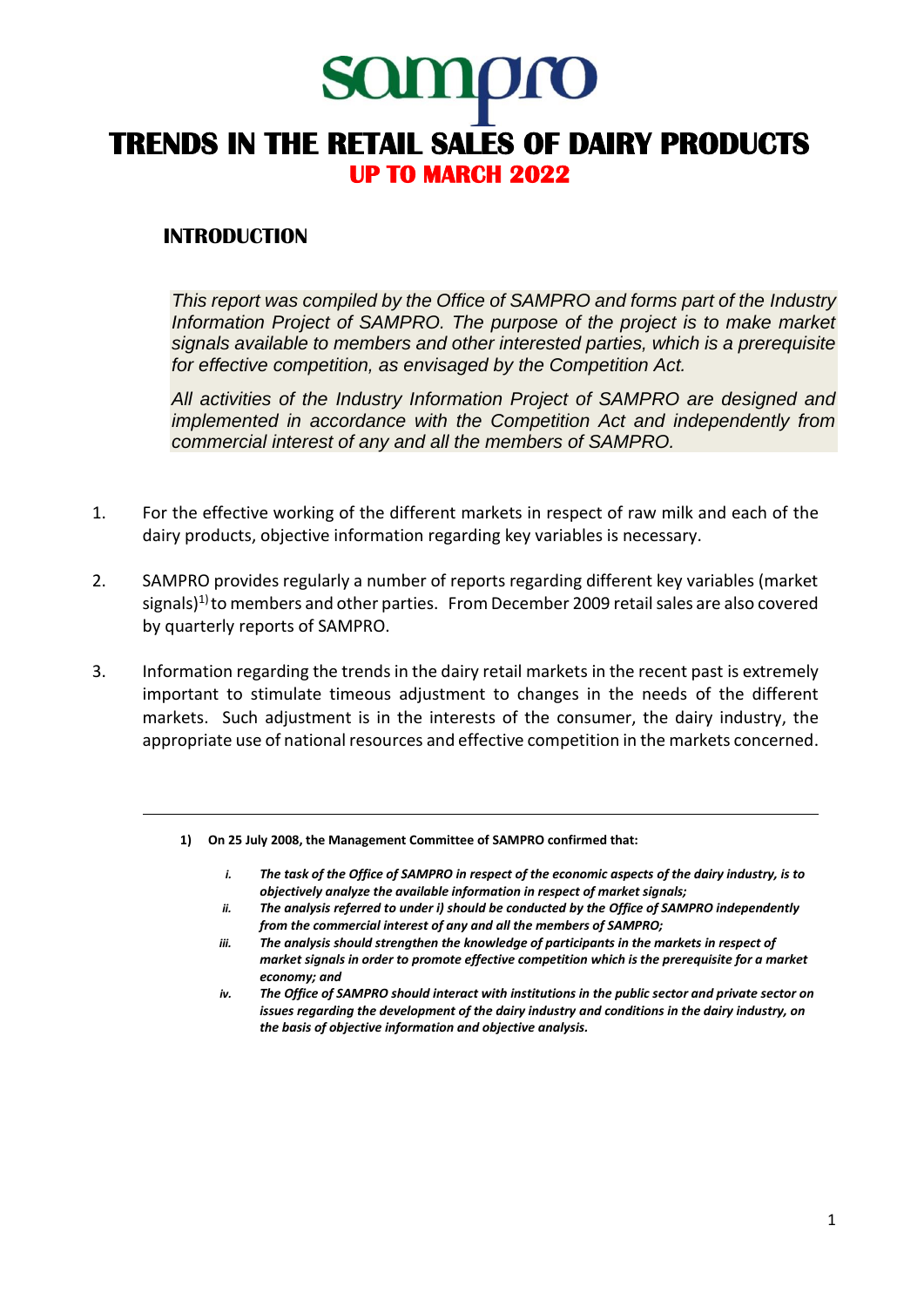# sampro

# TRENDS IN THE RETAIL SALES OF DAIRY PRODUCTS

## UP TO MARCH 2022

### INTRODUCTION

*This report was compiled by the Office of SAMPRO and forms part of the Industry Information Project of SAMPRO. The purpose of the project is to make market signals available to members and other interested parties, which is a prerequisite for effective competition, as envisaged by the Competition Act.*

*All activities of the Industry Information Project of SAMPRO are designed and implemented in accordance with the Competition Act and independently from commercial interest of any and all the members of SAMPRO.*

1. For the effective working of the different markets in respect of raw milk and each of the dairy products, objective information regarding key variables is necessary.

2. SAMPRO provides regularly a number of reports regarding different key variables (market signals)[1)] to members and other parties. From December 2009 retail sales are also covered by quarterly reports of SAMPRO.

3. Information regarding the trends in the dairy retail markets in the recent past is extremely important to stimulate timeous adjustment to changes in the needs of the different markets. Such adjustment is in the interests of the consumer, the dairy industry, the appropriate use of national resources and effective competition in the markets concerned.

---

**1) On 25 July 2008, the Management Committee of SAMPRO confirmed that:**

- ***i.*** ***The task of the Office of SAMPRO in respect of the economic aspects of the dairy industry, is to objectively analyze the available information in respect of market signals;***
- ***ii.*** ***The analysis referred to under i) should be conducted by the Office of SAMPRO independently from the commercial interest of any and all the members of SAMPRO;***
- ***iii.*** ***The analysis should strengthen the knowledge of participants in the markets in respect of market signals in order to promote effective competition which is the prerequisite for a market economy; and***
- ***iv.*** ***The Office of SAMPRO should interact with institutions in the public sector and private sector on issues regarding the development of the dairy industry and conditions in the dairy industry, on the basis of objective information and objective analysis.***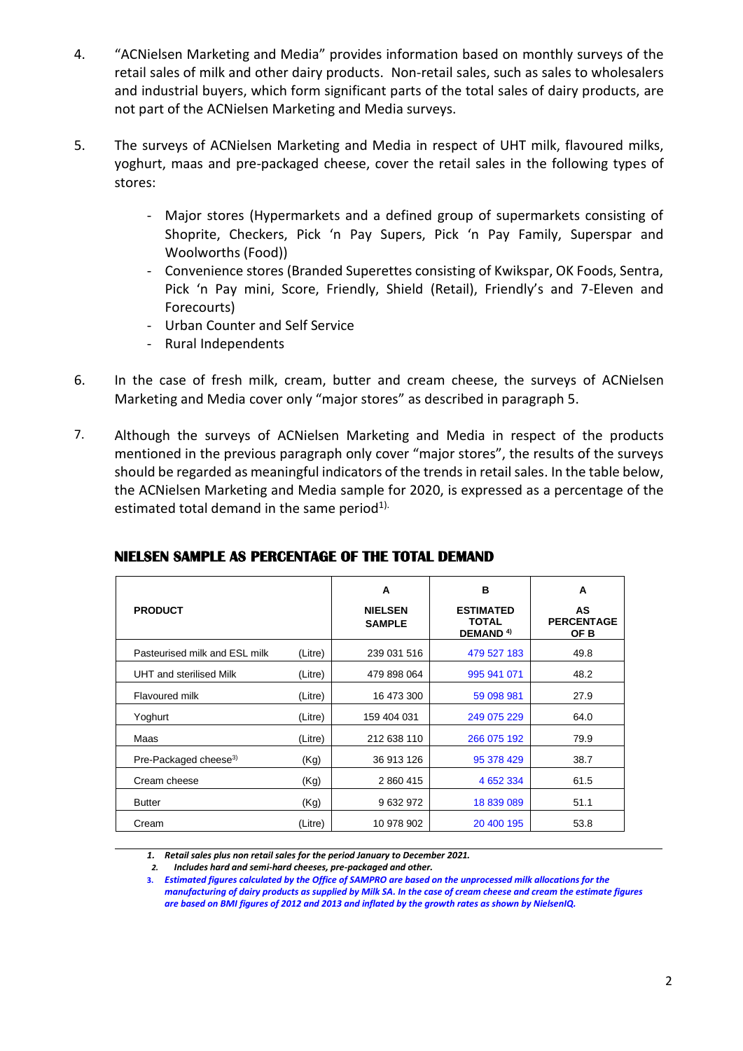4. "ACNielsen Marketing and Media" provides information based on monthly surveys of the retail sales of milk and other dairy products. Non-retail sales, such as sales to wholesalers and industrial buyers, which form significant parts of the total sales of dairy products, are not part of the ACNielsen Marketing and Media surveys.

5. The surveys of ACNielsen Marketing and Media in respect of UHT milk, flavoured milks, yoghurt, maas and pre-packaged cheese, cover the retail sales in the following types of stores:

   - Major stores (Hypermarkets and a defined group of supermarkets consisting of Shoprite, Checkers, Pick 'n Pay Supers, Pick 'n Pay Family, Superspar and Woolworths (Food))
   - Convenience stores (Branded Superettes consisting of Kwikspar, OK Foods, Sentra, Pick 'n Pay mini, Score, Friendly, Shield (Retail), Friendly's and 7-Eleven and Forecourts)
   - Urban Counter and Self Service
   - Rural Independents

6. In the case of fresh milk, cream, butter and cream cheese, the surveys of ACNielsen Marketing and Media cover only "major stores" as described in paragraph 5.

7. Although the surveys of ACNielsen Marketing and Media in respect of the products mentioned in the previous paragraph only cover "major stores", the results of the surveys should be regarded as meaningful indicators of the trends in retail sales. In the table below, the ACNielsen Marketing and Media sample for 2020, is expressed as a percentage of the estimated total demand in the same period[1].

## NIELSEN SAMPLE AS PERCENTAGE OF THE TOTAL DEMAND

| PRODUCT | | A<br>NIELSEN SAMPLE | B<br>ESTIMATED TOTAL DEMAND [4] | A<br>AS PERCENTAGE OF B |
|---|---|---|---|---|
| Pasteurised milk and ESL milk | (Litre) | 239 031 516 | 479 527 183 | 49.8 |
| UHT and sterilised Milk | (Litre) | 479 898 064 | 995 941 071 | 48.2 |
| Flavoured milk | (Litre) | 16 473 300 | 59 098 981 | 27.9 |
| Yoghurt | (Litre) | 159 404 031 | 249 075 229 | 64.0 |
| Maas | (Litre) | 212 638 110 | 266 075 192 | 79.9 |
| Pre-Packaged cheese[3] | (Kg) | 36 913 126 | 95 378 429 | 38.7 |
| Cream cheese | (Kg) | 2 860 415 | 4 652 334 | 61.5 |
| Butter | (Kg) | 9 632 972 | 18 839 089 | 51.1 |
| Cream | (Litre) | 10 978 902 | 20 400 195 | 53.8 |

1. *Retail sales plus non retail sales for the period January to December 2021.*
2. *Includes hard and semi-hard cheeses, pre-packaged and other.*
3. *Estimated figures calculated by the Office of SAMPRO are based on the unprocessed milk allocations for the manufacturing of dairy products as supplied by Milk SA. In the case of cream cheese and cream the estimate figures are based on BMI figures of 2012 and 2013 and inflated by the growth rates as shown by NielsenIQ.*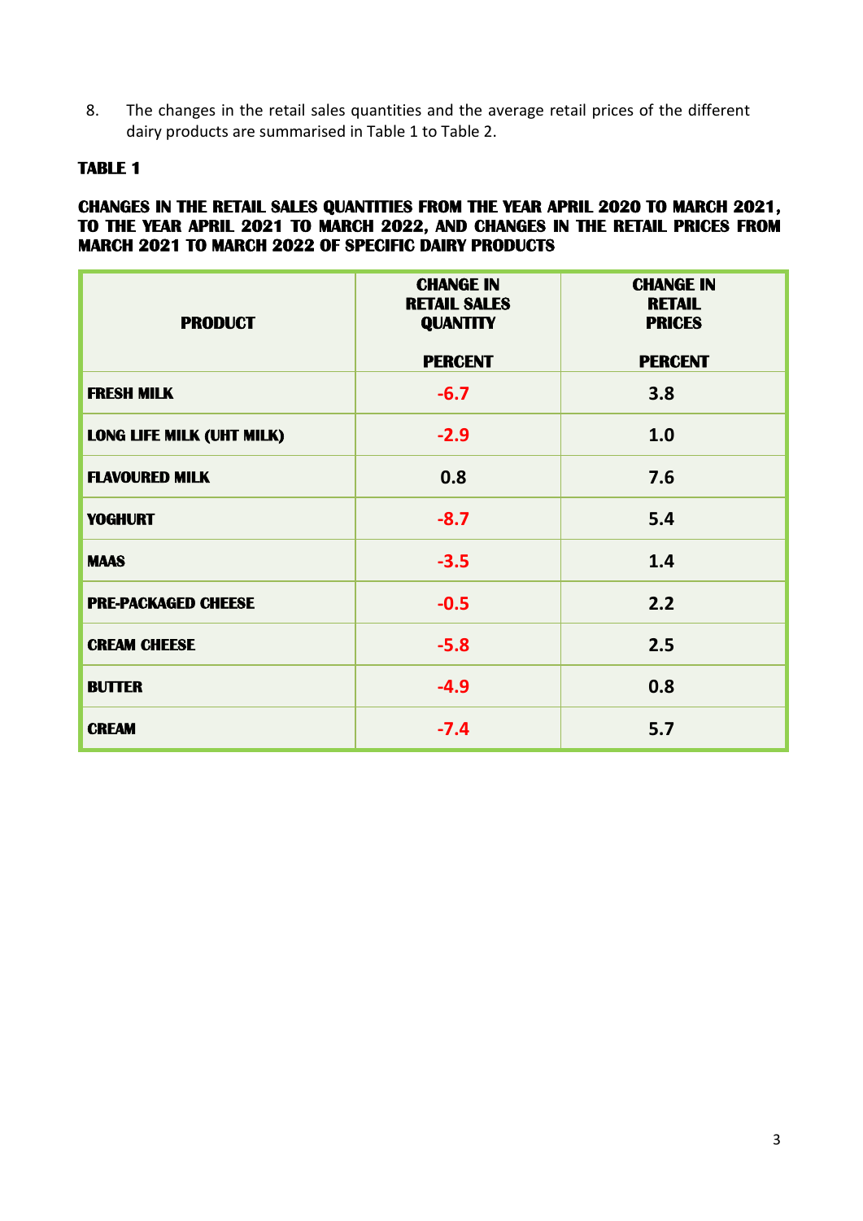8. The changes in the retail sales quantities and the average retail prices of the different dairy products are summarised in Table 1 to Table 2.

**TABLE 1**

**CHANGES IN THE RETAIL SALES QUANTITIES FROM THE YEAR APRIL 2020 TO MARCH 2021, TO THE YEAR APRIL 2021 TO MARCH 2022, AND CHANGES IN THE RETAIL PRICES FROM MARCH 2021 TO MARCH 2022 OF SPECIFIC DAIRY PRODUCTS**

| PRODUCT | CHANGE IN RETAIL SALES QUANTITY | CHANGE IN RETAIL PRICES |
|---|---|---|
| | PERCENT | PERCENT |
| FRESH MILK | -6.7 | 3.8 |
| LONG LIFE MILK (UHT MILK) | -2.9 | 1.0 |
| FLAVOURED MILK | 0.8 | 7.6 |
| YOGHURT | -8.7 | 5.4 |
| MAAS | -3.5 | 1.4 |
| PRE-PACKAGED CHEESE | -0.5 | 2.2 |
| CREAM CHEESE | -5.8 | 2.5 |
| BUTTER | -4.9 | 0.8 |
| CREAM | -7.4 | 5.7 |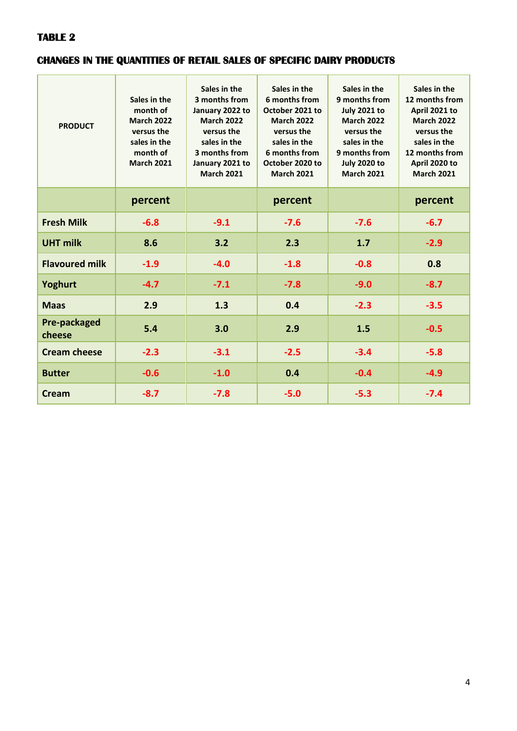**TABLE 2**

**CHANGES IN THE QUANTITIES OF RETAIL SALES OF SPECIFIC DAIRY PRODUCTS**

| PRODUCT | Sales in the month of March 2022 versus the sales in the month of March 2021 | Sales in the 3 months from January 2022 to March 2022 versus the sales in the 3 months from January 2021 to March 2021 | Sales in the 6 months from October 2021 to March 2022 versus the sales in the 6 months from October 2020 to March 2021 | Sales in the 9 months from July 2021 to March 2022 versus the sales in the 9 months from July 2020 to March 2021 | Sales in the 12 months from April 2021 to March 2022 versus the sales in the 12 months from April 2020 to March 2021 |
|---|---|---|---|---|---|
| | percent | | percent | | percent |
| **Fresh Milk** | -6.8 | -9.1 | -7.6 | -7.6 | -6.7 |
| **UHT milk** | 8.6 | 3.2 | 2.3 | 1.7 | -2.9 |
| **Flavoured milk** | -1.9 | -4.0 | -1.8 | -0.8 | 0.8 |
| **Yoghurt** | -4.7 | -7.1 | -7.8 | -9.0 | -8.7 |
| **Maas** | 2.9 | 1.3 | 0.4 | -2.3 | -3.5 |
| **Pre-packaged cheese** | 5.4 | 3.0 | 2.9 | 1.5 | -0.5 |
| **Cream cheese** | -2.3 | -3.1 | -2.5 | -3.4 | -5.8 |
| **Butter** | -0.6 | -1.0 | 0.4 | -0.4 | -4.9 |
| **Cream** | -8.7 | -7.8 | -5.0 | -5.3 | -7.4 |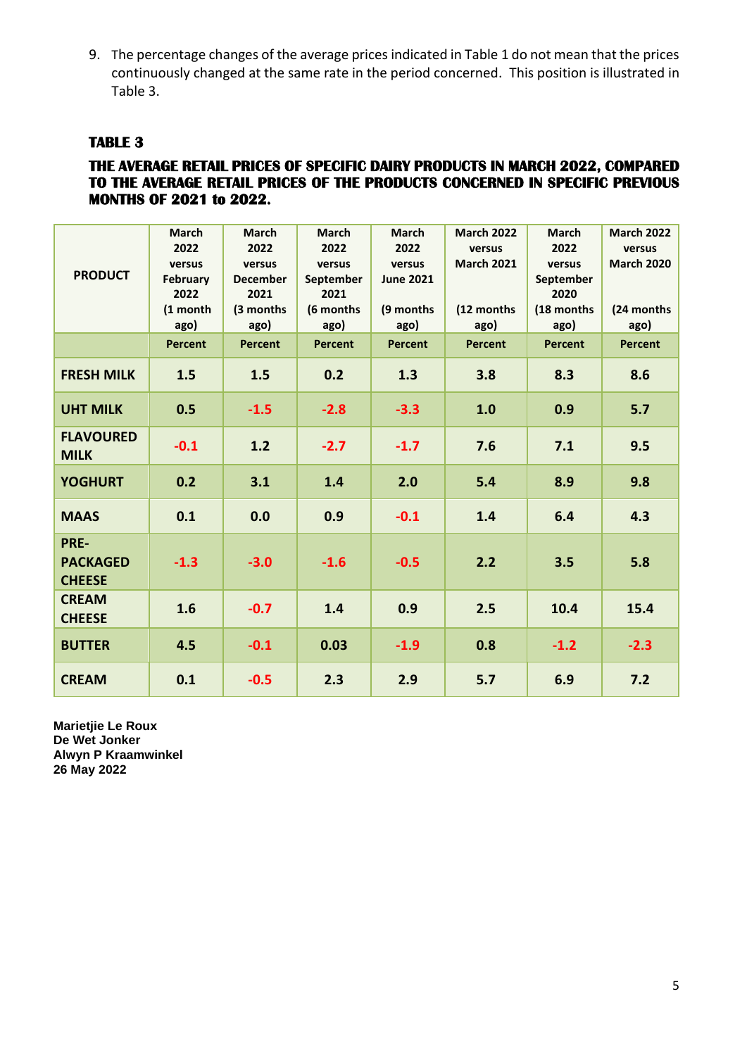9. The percentage changes of the average prices indicated in Table 1 do not mean that the prices continuously changed at the same rate in the period concerned. This position is illustrated in Table 3.

## TABLE 3

**THE AVERAGE RETAIL PRICES OF SPECIFIC DAIRY PRODUCTS IN MARCH 2022, COMPARED TO THE AVERAGE RETAIL PRICES OF THE PRODUCTS CONCERNED IN SPECIFIC PREVIOUS MONTHS OF 2021 to 2022.**

| PRODUCT | March 2022 versus February 2022 (1 month ago) | March 2022 versus December 2021 (3 months ago) | March 2022 versus September 2021 (6 months ago) | March 2022 versus June 2021 (9 months ago) | March 2022 versus March 2021 (12 months ago) | March 2022 versus September 2020 (18 months ago) | March 2022 versus March 2020 (24 months ago) |
|---|---|---|---|---|---|---|---|
| | Percent | Percent | Percent | Percent | Percent | Percent | Percent |
| FRESH MILK | 1.5 | 1.5 | 0.2 | 1.3 | 3.8 | 8.3 | 8.6 |
| UHT MILK | 0.5 | -1.5 | -2.8 | -3.3 | 1.0 | 0.9 | 5.7 |
| FLAVOURED MILK | -0.1 | 1.2 | -2.7 | -1.7 | 7.6 | 7.1 | 9.5 |
| YOGHURT | 0.2 | 3.1 | 1.4 | 2.0 | 5.4 | 8.9 | 9.8 |
| MAAS | 0.1 | 0.0 | 0.9 | -0.1 | 1.4 | 6.4 | 4.3 |
| PRE-PACKAGED CHEESE | -1.3 | -3.0 | -1.6 | -0.5 | 2.2 | 3.5 | 5.8 |
| CREAM CHEESE | 1.6 | -0.7 | 1.4 | 0.9 | 2.5 | 10.4 | 15.4 |
| BUTTER | 4.5 | -0.1 | 0.03 | -1.9 | 0.8 | -1.2 | -2.3 |
| CREAM | 0.1 | -0.5 | 2.3 | 2.9 | 5.7 | 6.9 | 7.2 |

**Marietjie Le Roux**
**De Wet Jonker**
**Alwyn P Kraamwinkel**
**26 May 2022**